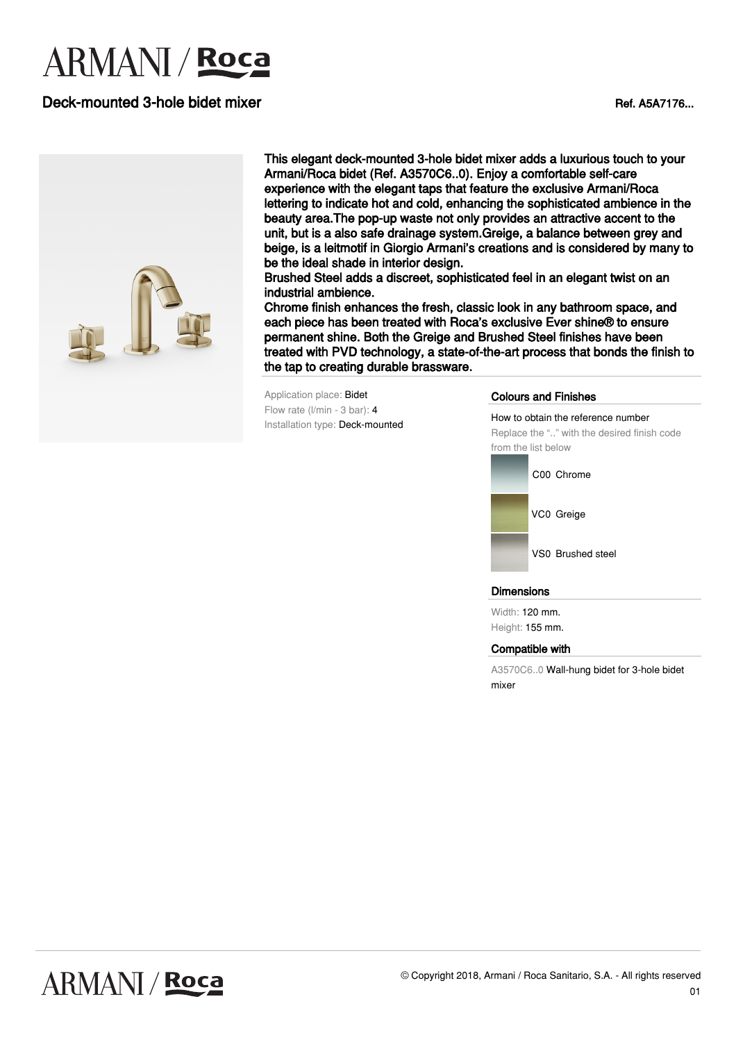ARMANI / Roca

# Deck-mounted 3-hole bidet mixer

Ref. A5A7176...

This elegant deck-mounted 3-hole bidet mixer adds a luxurious touch to your Armani/Roca bidet (Ref. A3570C6..0). Enjoy a comfortable self-care experience with the elegant taps that feature the exclusive Armani/Roca lettering to indicate hot and cold, enhancing the sophisticated ambience in the beauty area.The pop-up waste not only provides an attractive accent to the unit, but is a also safe drainage system.Greige, a balance between grey and beige, is a leitmotif in Giorgio Armani's creations and is considered by many to be the ideal shade in interior design.
Brushed Steel adds a discreet, sophisticated feel in an elegant twist on an industrial ambience.
Chrome finish enhances the fresh, classic look in any bathroom space, and each piece has been treated with Roca's exclusive Ever shine® to ensure permanent shine. Both the Greige and Brushed Steel finishes have been treated with PVD technology, a state-of-the-art process that bonds the finish to the tap to creating durable brassware.

Application place: Bidet
Flow rate (l/min - 3 bar): 4
Installation type: Deck-mounted

## Colours and Finishes

How to obtain the reference number
Replace the ".." with the desired finish code from the list below

- C00 Chrome
- VC0 Greige
- VS0 Brushed steel

## Dimensions

Width: 120 mm.
Height: 155 mm.

## Compatible with

A3570C6..0 Wall-hung bidet for 3-hole bidet mixer

© Copyright 2018, Armani / Roca Sanitario, S.A. - All rights reserved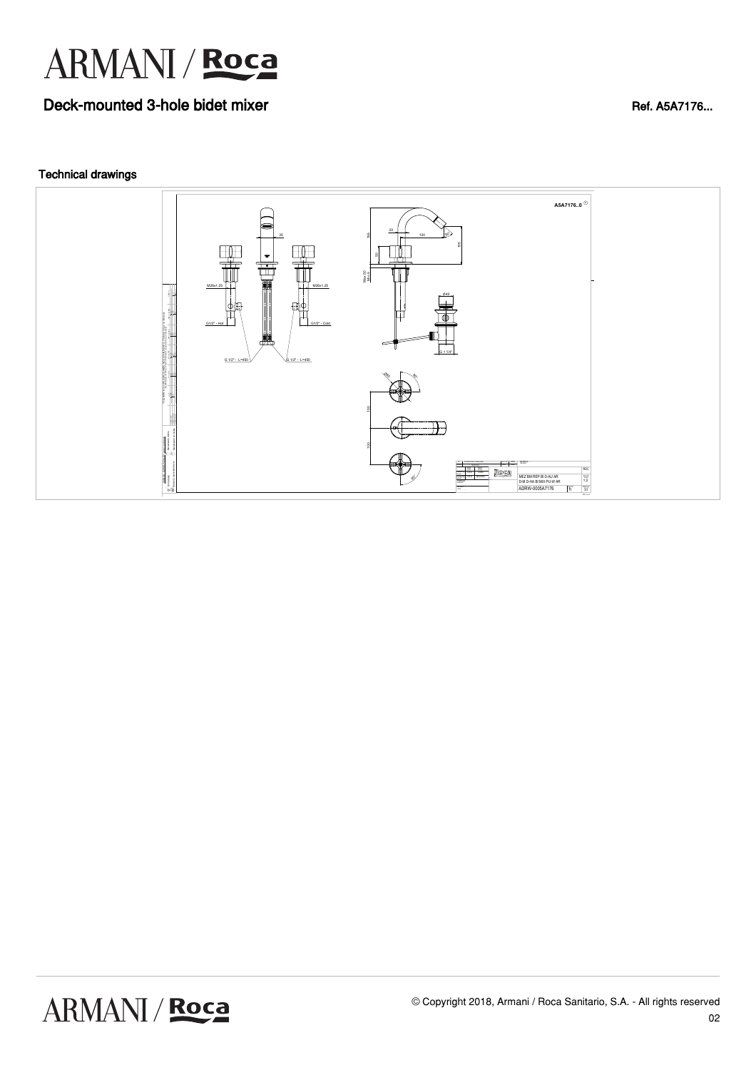# Deck-mounted 3-hole bidet mixer

Ref. A5A7176...

## Technical drawings

A5A7176..0

35

M28x1.25

M28x1.25

G1/2" - Hot

G1/2" - Cold

G 1/2" - L=450

G 1/2" - L=450

20

120

156

50

105

Max.50

ø40

G 1 1/4"

100

100

MEZ BM REP BI D-AU AR

D-M D-HA BI MIX PU-W AR

ADRW-0005A7176

1:2

© Copyright 2018, Armani / Roca Sanitario, S.A. - All rights reserved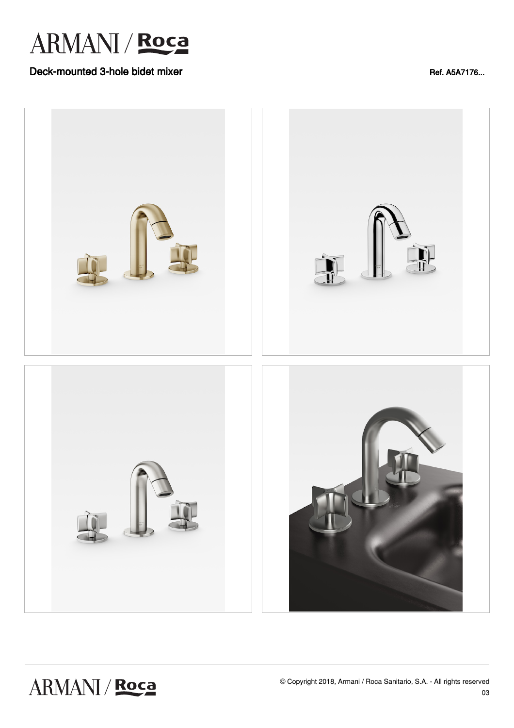# Deck-mounted 3-hole bidet mixer

Ref. A5A7176...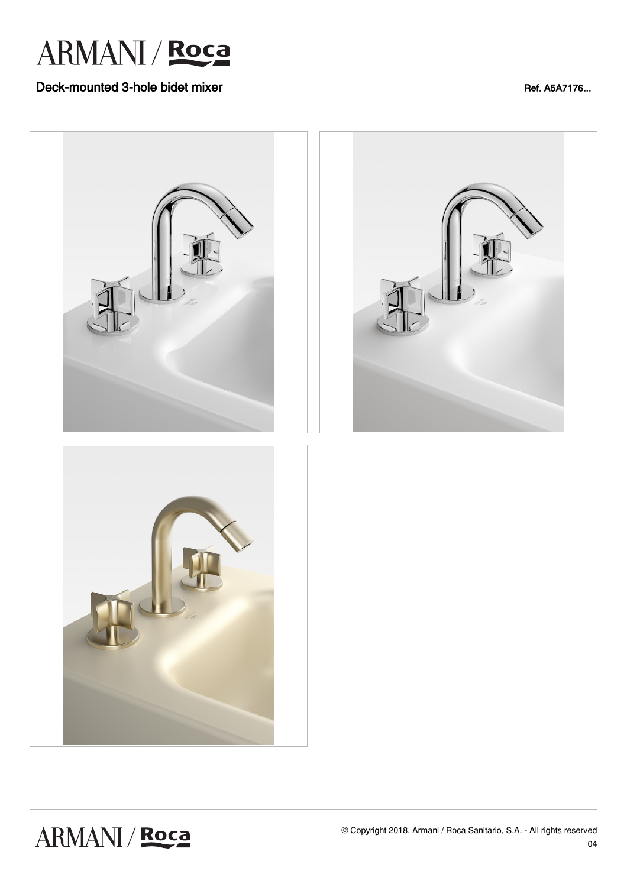# ARMANI / Roca

## Deck-mounted 3-hole bidet mixer

Ref. A5A7176...